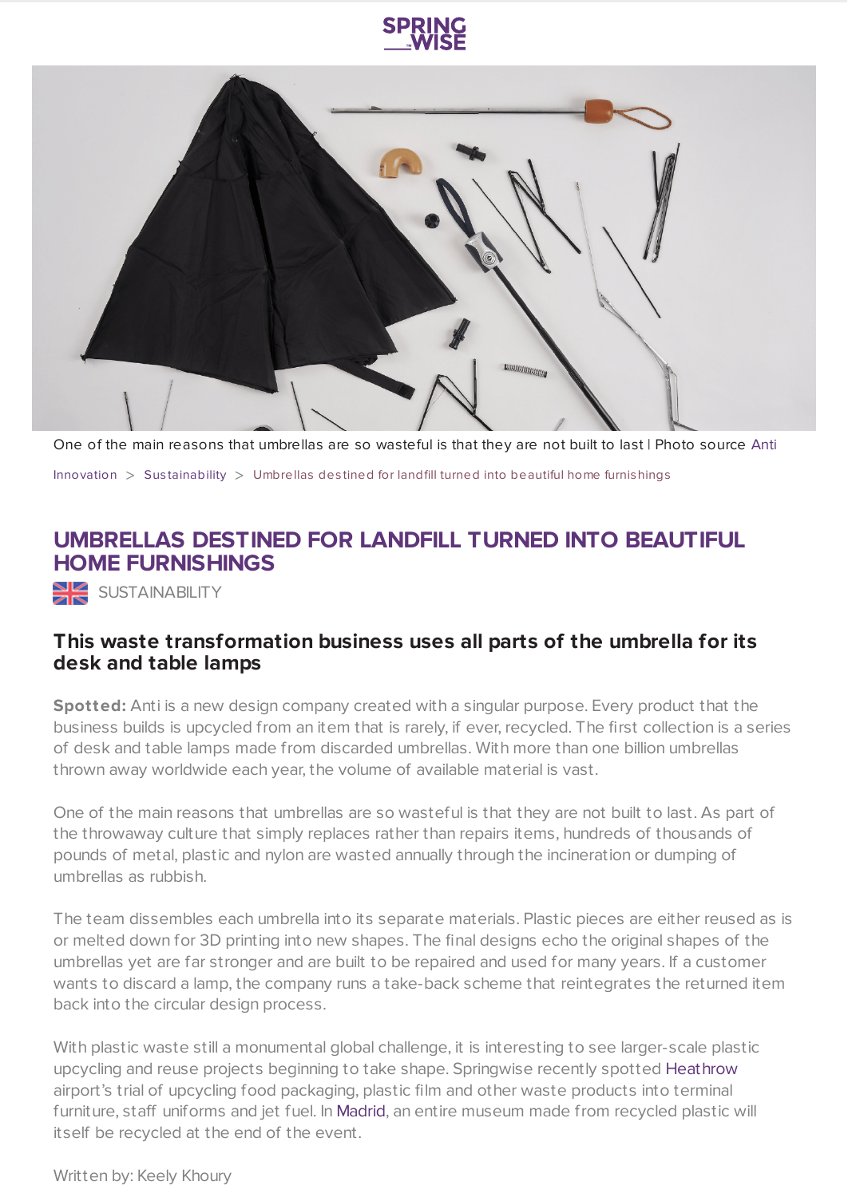One of the main reasons that umbrellas are so wasteful is that they are not built to last | Photo source Anti

Innovation > Sustainability > Umbrellas destined for landfill turned into beautiful home furnishings

# UMBRELLAS DESTINED FOR LANDFILL TURNED INTO BEAUTIFUL HOME FURNISHINGS

SUSTAINABILITY

## This waste transformation business uses all parts of the umbrella for its desk and table lamps

**Spotted:** Anti is a new design company created with a singular purpose. Every product that the business builds is upcycled from an item that is rarely, if ever, recycled. The first collection is a series of desk and table lamps made from discarded umbrellas. With more than one billion umbrellas thrown away worldwide each year, the volume of available material is vast.

One of the main reasons that umbrellas are so wasteful is that they are not built to last. As part of the throwaway culture that simply replaces rather than repairs items, hundreds of thousands of pounds of metal, plastic and nylon are wasted annually through the incineration or dumping of umbrellas as rubbish.

The team dissembles each umbrella into its separate materials. Plastic pieces are either reused as is or melted down for 3D printing into new shapes. The final designs echo the original shapes of the umbrellas yet are far stronger and are built to be repaired and used for many years. If a customer wants to discard a lamp, the company runs a take-back scheme that reintegrates the returned item back into the circular design process.

With plastic waste still a monumental global challenge, it is interesting to see larger-scale plastic upcycling and reuse projects beginning to take shape. Springwise recently spotted Heathrow airport's trial of upcycling food packaging, plastic film and other waste products into terminal furniture, staff uniforms and jet fuel. In Madrid, an entire museum made from recycled plastic will itself be recycled at the end of the event.

Written by: Keely Khoury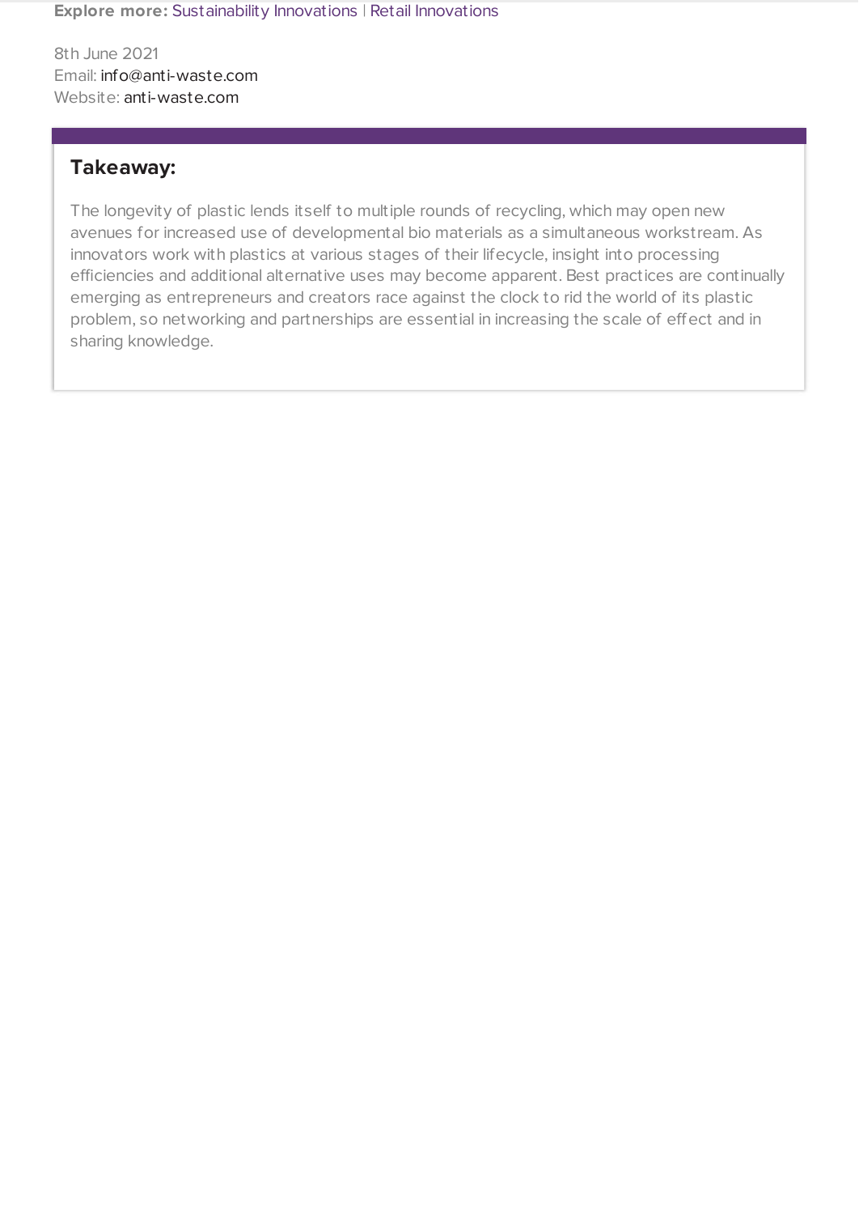**Explore more:** Sustainability Innovations | Retail Innovations

8th June 2021
Email: info@anti-waste.com
Website: anti-waste.com

## Takeaway:

The longevity of plastic lends itself to multiple rounds of recycling, which may open new avenues for increased use of developmental bio materials as a simultaneous workstream. As innovators work with plastics at various stages of their lifecycle, insight into processing efficiencies and additional alternative uses may become apparent. Best practices are continually emerging as entrepreneurs and creators race against the clock to rid the world of its plastic problem, so networking and partnerships are essential in increasing the scale of effect and in sharing knowledge.